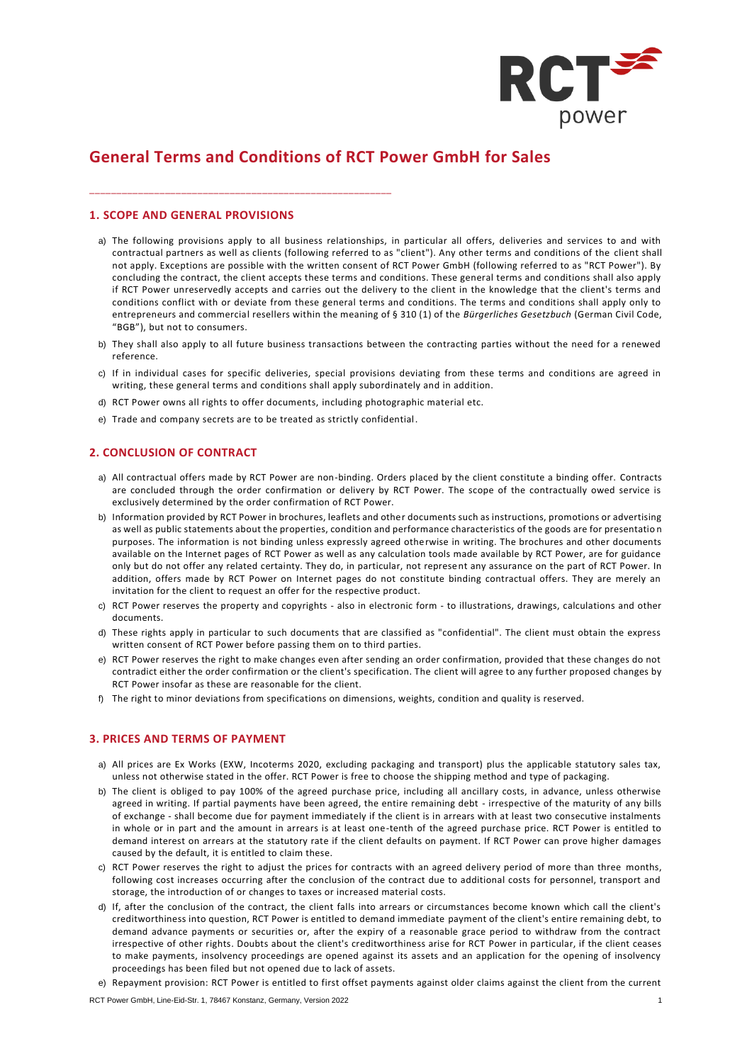# General Terms and Conditions of RCT Power GmbH for Sales

## 1. SCOPE AND GENERAL PROVISIONS

a) The following provisions apply to all business relationships, in particular all offers, deliveries and services to and with contractual partners as well as clients (following referred to as "client"). Any other terms and conditions of the client shall not apply. Exceptions are possible with the written consent of RCT Power GmbH (following referred to as "RCT Power"). By concluding the contract, the client accepts these terms and conditions. These general terms and conditions shall also apply if RCT Power unreservedly accepts and carries out the delivery to the client in the knowledge that the client's terms and conditions conflict with or deviate from these general terms and conditions. The terms and conditions shall apply only to entrepreneurs and commercial resellers within the meaning of § 310 (1) of the *Bürgerliches Gesetzbuch* (German Civil Code, "BGB"), but not to consumers.

b) They shall also apply to all future business transactions between the contracting parties without the need for a renewed reference.

c) If in individual cases for specific deliveries, special provisions deviating from these terms and conditions are agreed in writing, these general terms and conditions shall apply subordinately and in addition.

d) RCT Power owns all rights to offer documents, including photographic material etc.

e) Trade and company secrets are to be treated as strictly confidential.

## 2. CONCLUSION OF CONTRACT

a) All contractual offers made by RCT Power are non-binding. Orders placed by the client constitute a binding offer. Contracts are concluded through the order confirmation or delivery by RCT Power. The scope of the contractually owed service is exclusively determined by the order confirmation of RCT Power.

b) Information provided by RCT Power in brochures, leaflets and other documents such as instructions, promotions or advertising as well as public statements about the properties, condition and performance characteristics of the goods are for presentation purposes. The information is not binding unless expressly agreed otherwise in writing. The brochures and other documents available on the Internet pages of RCT Power as well as any calculation tools made available by RCT Power, are for guidance only but do not offer any related certainty. They do, in particular, not represent any assurance on the part of RCT Power. In addition, offers made by RCT Power on Internet pages do not constitute binding contractual offers. They are merely an invitation for the client to request an offer for the respective product.

c) RCT Power reserves the property and copyrights - also in electronic form - to illustrations, drawings, calculations and other documents.

d) These rights apply in particular to such documents that are classified as "confidential". The client must obtain the express written consent of RCT Power before passing them on to third parties.

e) RCT Power reserves the right to make changes even after sending an order confirmation, provided that these changes do not contradict either the order confirmation or the client's specification. The client will agree to any further proposed changes by RCT Power insofar as these are reasonable for the client.

f) The right to minor deviations from specifications on dimensions, weights, condition and quality is reserved.

## 3. PRICES AND TERMS OF PAYMENT

a) All prices are Ex Works (EXW, Incoterms 2020, excluding packaging and transport) plus the applicable statutory sales tax, unless not otherwise stated in the offer. RCT Power is free to choose the shipping method and type of packaging.

b) The client is obliged to pay 100% of the agreed purchase price, including all ancillary costs, in advance, unless otherwise agreed in writing. If partial payments have been agreed, the entire remaining debt - irrespective of the maturity of any bills of exchange - shall become due for payment immediately if the client is in arrears with at least two consecutive instalments in whole or in part and the amount in arrears is at least one-tenth of the agreed purchase price. RCT Power is entitled to demand interest on arrears at the statutory rate if the client defaults on payment. If RCT Power can prove higher damages caused by the default, it is entitled to claim these.

c) RCT Power reserves the right to adjust the prices for contracts with an agreed delivery period of more than three months, following cost increases occurring after the conclusion of the contract due to additional costs for personnel, transport and storage, the introduction of or changes to taxes or increased material costs.

d) If, after the conclusion of the contract, the client falls into arrears or circumstances become known which call the client's creditworthiness into question, RCT Power is entitled to demand immediate payment of the client's entire remaining debt, to demand advance payments or securities or, after the expiry of a reasonable grace period to withdraw from the contract irrespective of other rights. Doubts about the client's creditworthiness arise for RCT Power in particular, if the client ceases to make payments, insolvency proceedings are opened against its assets and an application for the opening of insolvency proceedings has been filed but not opened due to lack of assets.

e) Repayment provision: RCT Power is entitled to first offset payments against older claims against the client from the current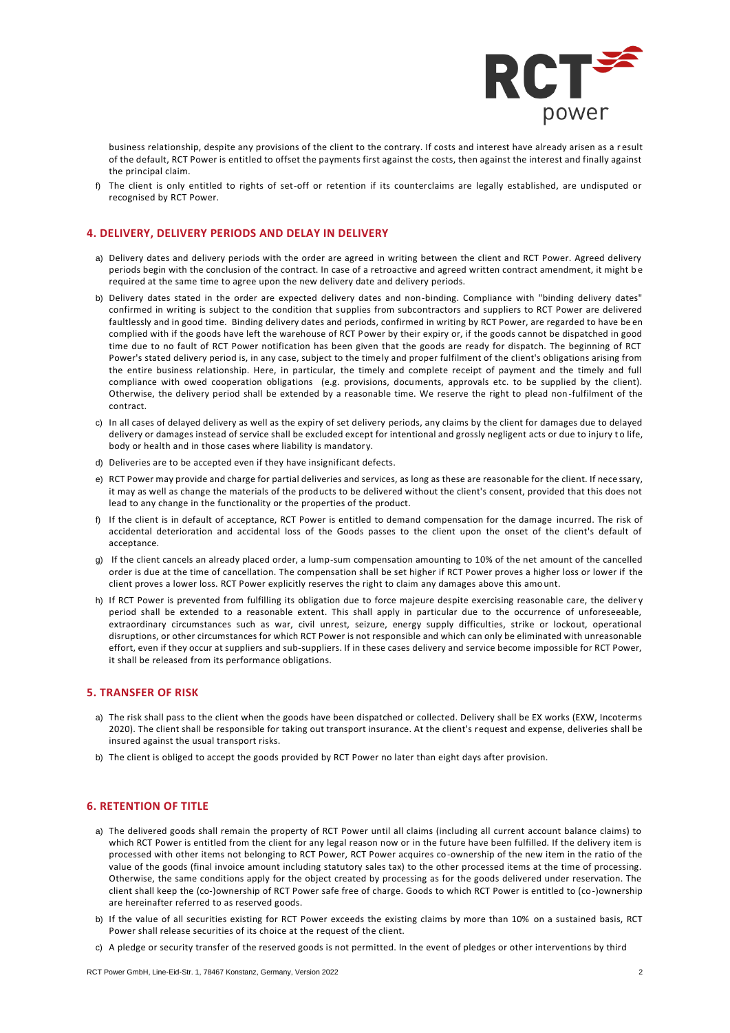business relationship, despite any provisions of the client to the contrary. If costs and interest have already arisen as a result of the default, RCT Power is entitled to offset the payments first against the costs, then against the interest and finally against the principal claim.

f) The client is only entitled to rights of set-off or retention if its counterclaims are legally established, are undisputed or recognised by RCT Power.

## 4. DELIVERY, DELIVERY PERIODS AND DELAY IN DELIVERY

a) Delivery dates and delivery periods with the order are agreed in writing between the client and RCT Power. Agreed delivery periods begin with the conclusion of the contract. In case of a retroactive and agreed written contract amendment, it might be required at the same time to agree upon the new delivery date and delivery periods.

b) Delivery dates stated in the order are expected delivery dates and non-binding. Compliance with "binding delivery dates" confirmed in writing is subject to the condition that supplies from subcontractors and suppliers to RCT Power are delivered faultlessly and in good time. Binding delivery dates and periods, confirmed in writing by RCT Power, are regarded to have been complied with if the goods have left the warehouse of RCT Power by their expiry or, if the goods cannot be dispatched in good time due to no fault of RCT Power notification has been given that the goods are ready for dispatch. The beginning of RCT Power's stated delivery period is, in any case, subject to the timely and proper fulfilment of the client's obligations arising from the entire business relationship. Here, in particular, the timely and complete receipt of payment and the timely and full compliance with owed cooperation obligations (e.g. provisions, documents, approvals etc. to be supplied by the client). Otherwise, the delivery period shall be extended by a reasonable time. We reserve the right to plead non-fulfilment of the contract.

c) In all cases of delayed delivery as well as the expiry of set delivery periods, any claims by the client for damages due to delayed delivery or damages instead of service shall be excluded except for intentional and grossly negligent acts or due to injury to life, body or health and in those cases where liability is mandatory.

d) Deliveries are to be accepted even if they have insignificant defects.

e) RCT Power may provide and charge for partial deliveries and services, as long as these are reasonable for the client. If necessary, it may as well as change the materials of the products to be delivered without the client's consent, provided that this does not lead to any change in the functionality or the properties of the product.

f) If the client is in default of acceptance, RCT Power is entitled to demand compensation for the damage incurred. The risk of accidental deterioration and accidental loss of the Goods passes to the client upon the onset of the client's default of acceptance.

g) If the client cancels an already placed order, a lump-sum compensation amounting to 10% of the net amount of the cancelled order is due at the time of cancellation. The compensation shall be set higher if RCT Power proves a higher loss or lower if the client proves a lower loss. RCT Power explicitly reserves the right to claim any damages above this amount.

h) If RCT Power is prevented from fulfilling its obligation due to force majeure despite exercising reasonable care, the delivery period shall be extended to a reasonable extent. This shall apply in particular due to the occurrence of unforeseeable, extraordinary circumstances such as war, civil unrest, seizure, energy supply difficulties, strike or lockout, operational disruptions, or other circumstances for which RCT Power is not responsible and which can only be eliminated with unreasonable effort, even if they occur at suppliers and sub-suppliers. If in these cases delivery and service become impossible for RCT Power, it shall be released from its performance obligations.

## 5. TRANSFER OF RISK

a) The risk shall pass to the client when the goods have been dispatched or collected. Delivery shall be EX works (EXW, Incoterms 2020). The client shall be responsible for taking out transport insurance. At the client's request and expense, deliveries shall be insured against the usual transport risks.

b) The client is obliged to accept the goods provided by RCT Power no later than eight days after provision.

## 6. RETENTION OF TITLE

a) The delivered goods shall remain the property of RCT Power until all claims (including all current account balance claims) to which RCT Power is entitled from the client for any legal reason now or in the future have been fulfilled. If the delivery item is processed with other items not belonging to RCT Power, RCT Power acquires co-ownership of the new item in the ratio of the value of the goods (final invoice amount including statutory sales tax) to the other processed items at the time of processing. Otherwise, the same conditions apply for the object created by processing as for the goods delivered under reservation. The client shall keep the (co-)ownership of RCT Power safe free of charge. Goods to which RCT Power is entitled to (co-)ownership are hereinafter referred to as reserved goods.

b) If the value of all securities existing for RCT Power exceeds the existing claims by more than 10% on a sustained basis, RCT Power shall release securities of its choice at the request of the client.

c) A pledge or security transfer of the reserved goods is not permitted. In the event of pledges or other interventions by third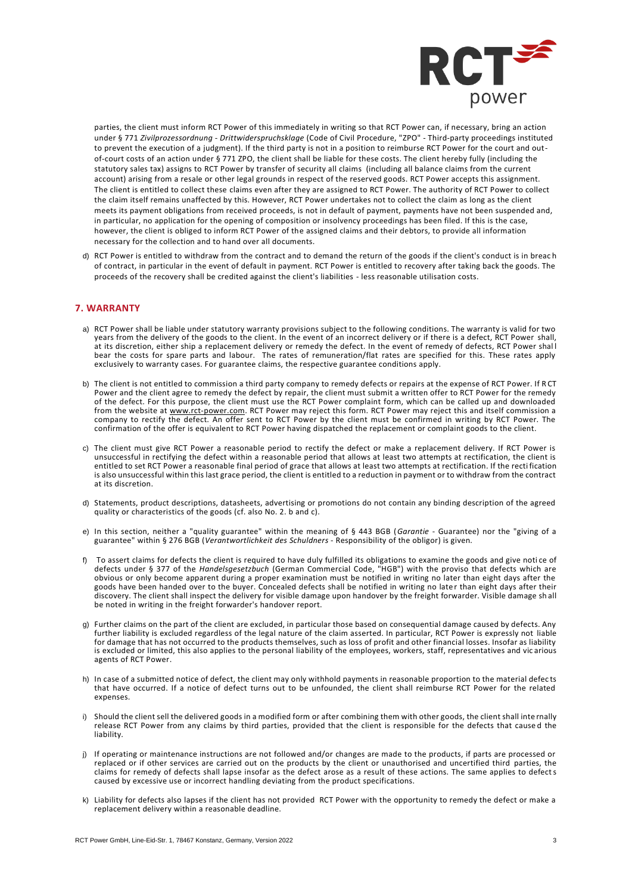parties, the client must inform RCT Power of this immediately in writing so that RCT Power can, if necessary, bring an action under § 771 *Zivilprozessordnung - Drittwiderspruchsklage* (Code of Civil Procedure, "ZPO" - Third-party proceedings instituted to prevent the execution of a judgment). If the third party is not in a position to reimburse RCT Power for the court and out-of-court costs of an action under § 771 ZPO, the client shall be liable for these costs. The client hereby fully (including the statutory sales tax) assigns to RCT Power by transfer of security all claims (including all balance claims from the current account) arising from a resale or other legal grounds in respect of the reserved goods. RCT Power accepts this assignment. The client is entitled to collect these claims even after they are assigned to RCT Power. The authority of RCT Power to collect the claim itself remains unaffected by this. However, RCT Power undertakes not to collect the claim as long as the client meets its payment obligations from received proceeds, is not in default of payment, payments have not been suspended and, in particular, no application for the opening of composition or insolvency proceedings has been filed. If this is the case, however, the client is obliged to inform RCT Power of the assigned claims and their debtors, to provide all information necessary for the collection and to hand over all documents.

d) RCT Power is entitled to withdraw from the contract and to demand the return of the goods if the client's conduct is in breach of contract, in particular in the event of default in payment. RCT Power is entitled to recovery after taking back the goods. The proceeds of the recovery shall be credited against the client's liabilities - less reasonable utilisation costs.

## 7. WARRANTY

a) RCT Power shall be liable under statutory warranty provisions subject to the following conditions. The warranty is valid for two years from the delivery of the goods to the client. In the event of an incorrect delivery or if there is a defect, RCT Power shall, at its discretion, either ship a replacement delivery or remedy the defect. In the event of remedy of defects, RCT Power shall bear the costs for spare parts and labour. The rates of remuneration/flat rates are specified for this. These rates apply exclusively to warranty cases. For guarantee claims, the respective guarantee conditions apply.

b) The client is not entitled to commission a third party company to remedy defects or repairs at the expense of RCT Power. If RCT Power and the client agree to remedy the defect by repair, the client must submit a written offer to RCT Power for the remedy of the defect. For this purpose, the client must use the RCT Power complaint form, which can be called up and downloaded from the website at www.rct-power.com. RCT Power may reject this form. RCT Power may reject this and itself commission a company to rectify the defect. An offer sent to RCT Power by the client must be confirmed in writing by RCT Power. The confirmation of the offer is equivalent to RCT Power having dispatched the replacement or complaint goods to the client.

c) The client must give RCT Power a reasonable period to rectify the defect or make a replacement delivery. If RCT Power is unsuccessful in rectifying the defect within a reasonable period that allows at least two attempts at rectification, the client is entitled to set RCT Power a reasonable final period of grace that allows at least two attempts at rectification. If the rectification is also unsuccessful within this last grace period, the client is entitled to a reduction in payment or to withdraw from the contract at its discretion.

d) Statements, product descriptions, datasheets, advertising or promotions do not contain any binding description of the agreed quality or characteristics of the goods (cf. also No. 2. b and c).

e) In this section, neither a "quality guarantee" within the meaning of § 443 BGB (*Garantie* - Guarantee) nor the "giving of a guarantee" within § 276 BGB (*Verantwortlichkeit des Schuldners* - Responsibility of the obligor) is given.

f) To assert claims for defects the client is required to have duly fulfilled its obligations to examine the goods and give notice of defects under § 377 of the *Handelsgesetzbuch* (German Commercial Code, "HGB") with the proviso that defects which are obvious or only become apparent during a proper examination must be notified in writing no later than eight days after the goods have been handed over to the buyer. Concealed defects shall be notified in writing no later than eight days after their discovery. The client shall inspect the delivery for visible damage upon handover by the freight forwarder. Visible damage shall be noted in writing in the freight forwarder's handover report.

g) Further claims on the part of the client are excluded, in particular those based on consequential damage caused by defects. Any further liability is excluded regardless of the legal nature of the claim asserted. In particular, RCT Power is expressly not liable for damage that has not occurred to the products themselves, such as loss of profit and other financial losses. Insofar as liability is excluded or limited, this also applies to the personal liability of the employees, workers, staff, representatives and vicarious agents of RCT Power.

h) In case of a submitted notice of defect, the client may only withhold payments in reasonable proportion to the material defects that have occurred. If a notice of defect turns out to be unfounded, the client shall reimburse RCT Power for the related expenses.

i) Should the client sell the delivered goods in a modified form or after combining them with other goods, the client shall internally release RCT Power from any claims by third parties, provided that the client is responsible for the defects that caused the liability.

j) If operating or maintenance instructions are not followed and/or changes are made to the products, if parts are processed or replaced or if other services are carried out on the products by the client or unauthorised and uncertified third parties, the claims for remedy of defects shall lapse insofar as the defect arose as a result of these actions. The same applies to defects caused by excessive use or incorrect handling deviating from the product specifications.

k) Liability for defects also lapses if the client has not provided RCT Power with the opportunity to remedy the defect or make a replacement delivery within a reasonable deadline.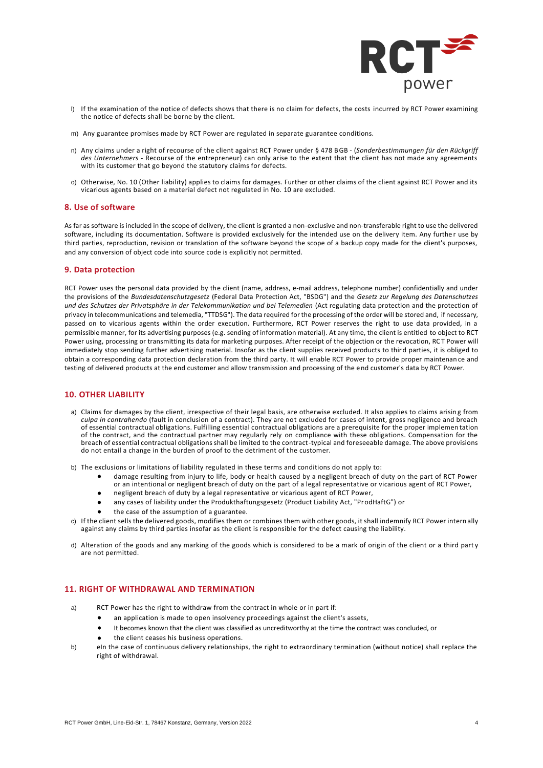l) If the examination of the notice of defects shows that there is no claim for defects, the costs incurred by RCT Power examining the notice of defects shall be borne by the client.

m) Any guarantee promises made by RCT Power are regulated in separate guarantee conditions.

n) Any claims under a right of recourse of the client against RCT Power under § 478 BGB - (*Sonderbestimmungen für den Rückgriff des Unternehmers* - Recourse of the entrepreneur) can only arise to the extent that the client has not made any agreements with its customer that go beyond the statutory claims for defects.

o) Otherwise, No. 10 (Other liability) applies to claims for damages. Further or other claims of the client against RCT Power and its vicarious agents based on a material defect not regulated in No. 10 are excluded.

## 8. Use of software

As far as software is included in the scope of delivery, the client is granted a non-exclusive and non-transferable right to use the delivered software, including its documentation. Software is provided exclusively for the intended use on the delivery item. Any further use by third parties, reproduction, revision or translation of the software beyond the scope of a backup copy made for the client's purposes, and any conversion of object code into source code is explicitly not permitted.

## 9. Data protection

RCT Power uses the personal data provided by the client (name, address, e-mail address, telephone number) confidentially and under the provisions of the *Bundesdatenschutzgesetz* (Federal Data Protection Act, "BSDG") and the *Gesetz zur Regelung des Datenschutzes und des Schutzes der Privatsphäre in der Telekommunikation und bei Telemedien* (Act regulating data protection and the protection of privacy in telecommunications and telemedia, "TTDSG"). The data required for the processing of the order will be stored and, if necessary, passed on to vicarious agents within the order execution. Furthermore, RCT Power reserves the right to use data provided, in a permissible manner, for its advertising purposes (e.g. sending of information material). At any time, the client is entitled to object to RCT Power using, processing or transmitting its data for marketing purposes. After receipt of the objection or the revocation, RCT Power will immediately stop sending further advertising material. Insofar as the client supplies received products to third parties, it is obliged to obtain a corresponding data protection declaration from the third party. It will enable RCT Power to provide proper maintenance and testing of delivered products at the end customer and allow transmission and processing of the end customer's data by RCT Power.

## 10. OTHER LIABILITY

a) Claims for damages by the client, irrespective of their legal basis, are otherwise excluded. It also applies to claims arising from *culpa in contrahendo* (fault in conclusion of a contract). They are not excluded for cases of intent, gross negligence and breach of essential contractual obligations. Fulfilling essential contractual obligations are a prerequisite for the proper implementation of the contract, and the contractual partner may regularly rely on compliance with these obligations. Compensation for the breach of essential contractual obligations shall be limited to the contract-typical and foreseeable damage. The above provisions do not entail a change in the burden of proof to the detriment of the customer.

b) The exclusions or limitations of liability regulated in these terms and conditions do not apply to:
   - damage resulting from injury to life, body or health caused by a negligent breach of duty on the part of RCT Power or an intentional or negligent breach of duty on the part of a legal representative or vicarious agent of RCT Power,
   - negligent breach of duty by a legal representative or vicarious agent of RCT Power,
   - any cases of liability under the Produkthaftungsgesetz (Product Liability Act, "ProdHaftG") or
   - the case of the assumption of a guarantee.

c) If the client sells the delivered goods, modifies them or combines them with other goods, it shall indemnify RCT Power internally against any claims by third parties insofar as the client is responsible for the defect causing the liability.

d) Alteration of the goods and any marking of the goods which is considered to be a mark of origin of the client or a third party are not permitted.

## 11. RIGHT OF WITHDRAWAL AND TERMINATION

a) RCT Power has the right to withdraw from the contract in whole or in part if:
   - an application is made to open insolvency proceedings against the client's assets,
   - It becomes known that the client was classified as uncreditworthy at the time the contract was concluded, or
   - the client ceases his business operations.

b) eIn the case of continuous delivery relationships, the right to extraordinary termination (without notice) shall replace the right of withdrawal.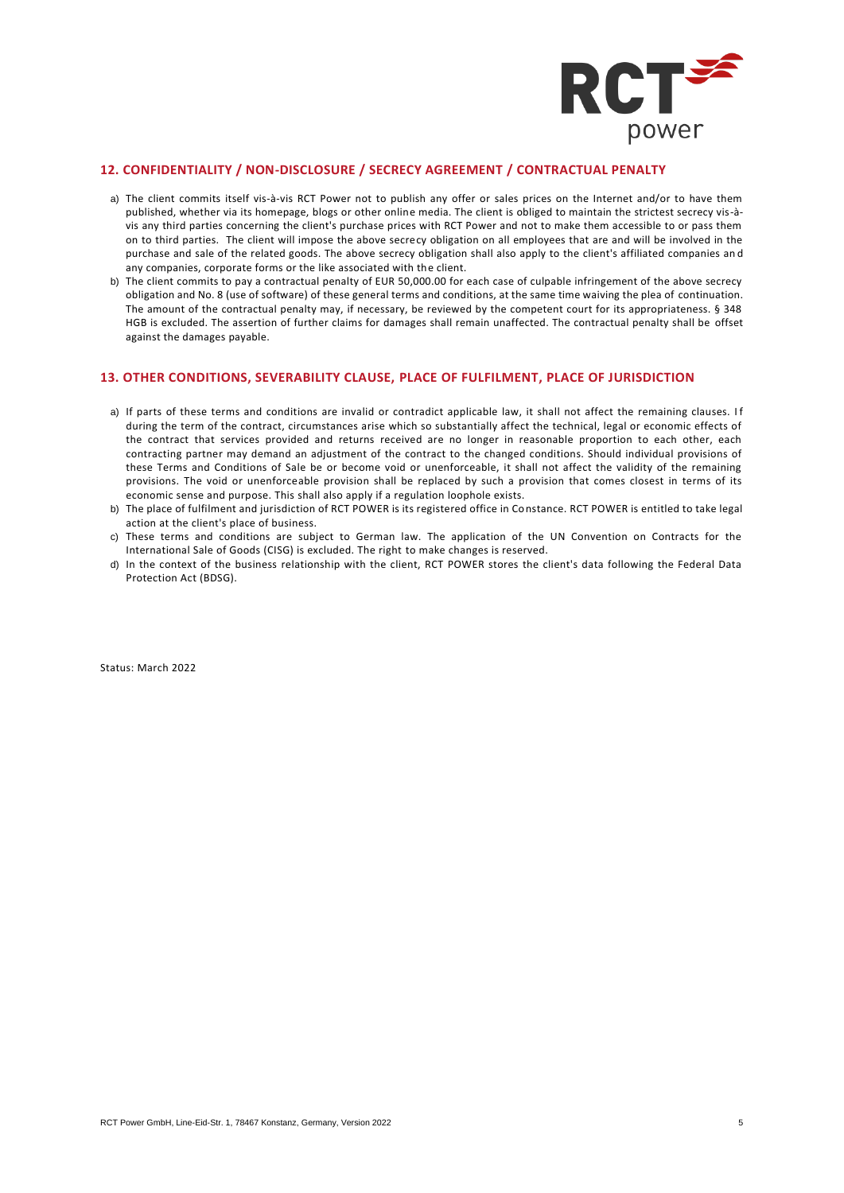## 12. CONFIDENTIALITY / NON-DISCLOSURE / SECRECY AGREEMENT / CONTRACTUAL PENALTY

a) The client commits itself vis-à-vis RCT Power not to publish any offer or sales prices on the Internet and/or to have them published, whether via its homepage, blogs or other online media. The client is obliged to maintain the strictest secrecy vis-à-vis any third parties concerning the client's purchase prices with RCT Power and not to make them accessible to or pass them on to third parties. The client will impose the above secrecy obligation on all employees that are and will be involved in the purchase and sale of the related goods. The above secrecy obligation shall also apply to the client's affiliated companies and any companies, corporate forms or the like associated with the client.

b) The client commits to pay a contractual penalty of EUR 50,000.00 for each case of culpable infringement of the above secrecy obligation and No. 8 (use of software) of these general terms and conditions, at the same time waiving the plea of continuation. The amount of the contractual penalty may, if necessary, be reviewed by the competent court for its appropriateness. § 348 HGB is excluded. The assertion of further claims for damages shall remain unaffected. The contractual penalty shall be offset against the damages payable.

## 13. OTHER CONDITIONS, SEVERABILITY CLAUSE, PLACE OF FULFILMENT, PLACE OF JURISDICTION

a) If parts of these terms and conditions are invalid or contradict applicable law, it shall not affect the remaining clauses. If during the term of the contract, circumstances arise which so substantially affect the technical, legal or economic effects of the contract that services provided and returns received are no longer in reasonable proportion to each other, each contracting partner may demand an adjustment of the contract to the changed conditions. Should individual provisions of these Terms and Conditions of Sale be or become void or unenforceable, it shall not affect the validity of the remaining provisions. The void or unenforceable provision shall be replaced by such a provision that comes closest in terms of its economic sense and purpose. This shall also apply if a regulation loophole exists.

b) The place of fulfilment and jurisdiction of RCT POWER is its registered office in Constance. RCT POWER is entitled to take legal action at the client's place of business.

c) These terms and conditions are subject to German law. The application of the UN Convention on Contracts for the International Sale of Goods (CISG) is excluded. The right to make changes is reserved.

d) In the context of the business relationship with the client, RCT POWER stores the client's data following the Federal Data Protection Act (BDSG).

Status: March 2022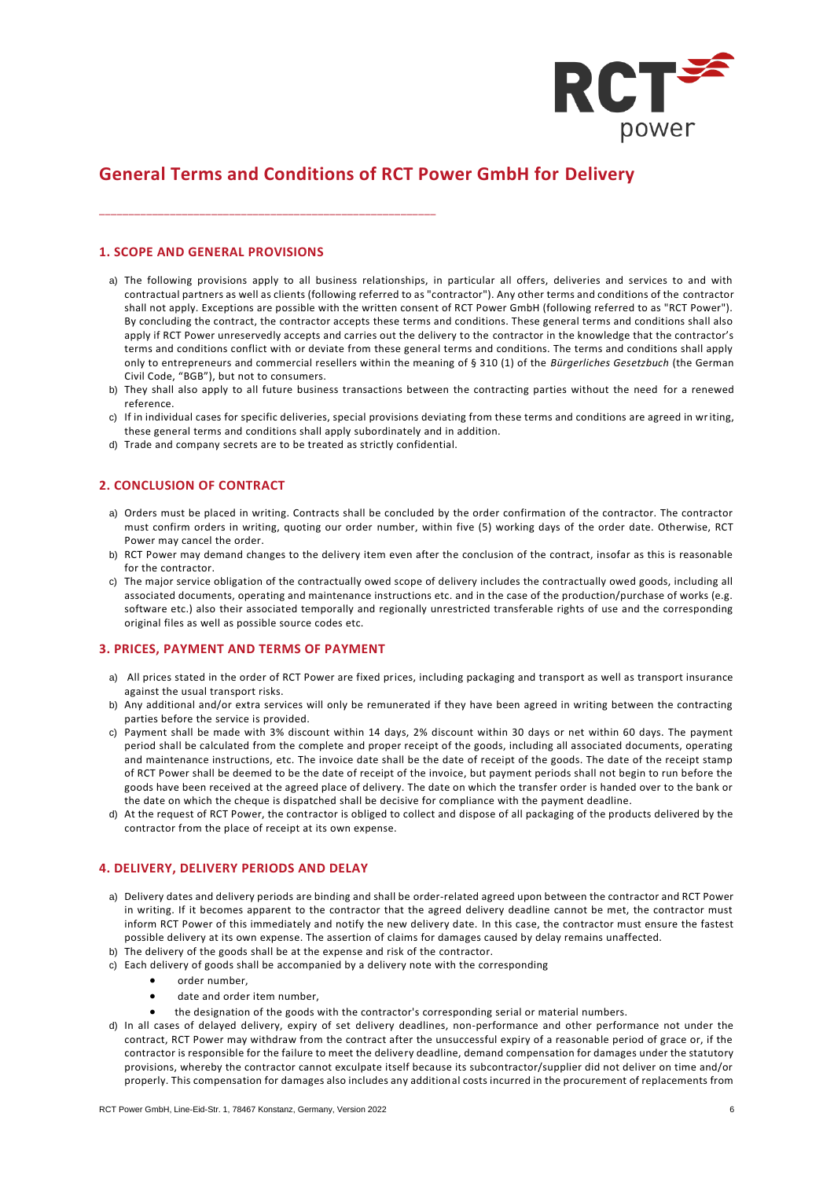# General Terms and Conditions of RCT Power GmbH for Delivery

## 1. SCOPE AND GENERAL PROVISIONS

a) The following provisions apply to all business relationships, in particular all offers, deliveries and services to and with contractual partners as well as clients (following referred to as "contractor"). Any other terms and conditions of the contractor shall not apply. Exceptions are possible with the written consent of RCT Power GmbH (following referred to as "RCT Power"). By concluding the contract, the contractor accepts these terms and conditions. These general terms and conditions shall also apply if RCT Power unreservedly accepts and carries out the delivery to the contractor in the knowledge that the contractor's terms and conditions conflict with or deviate from these general terms and conditions. The terms and conditions shall apply only to entrepreneurs and commercial resellers within the meaning of § 310 (1) of the *Bürgerliches Gesetzbuch* (the German Civil Code, "BGB"), but not to consumers.

b) They shall also apply to all future business transactions between the contracting parties without the need for a renewed reference.

c) If in individual cases for specific deliveries, special provisions deviating from these terms and conditions are agreed in writing, these general terms and conditions shall apply subordinately and in addition.

d) Trade and company secrets are to be treated as strictly confidential.

## 2. CONCLUSION OF CONTRACT

a) Orders must be placed in writing. Contracts shall be concluded by the order confirmation of the contractor. The contractor must confirm orders in writing, quoting our order number, within five (5) working days of the order date. Otherwise, RCT Power may cancel the order.

b) RCT Power may demand changes to the delivery item even after the conclusion of the contract, insofar as this is reasonable for the contractor.

c) The major service obligation of the contractually owed scope of delivery includes the contractually owed goods, including all associated documents, operating and maintenance instructions etc. and in the case of the production/purchase of works (e.g. software etc.) also their associated temporally and regionally unrestricted transferable rights of use and the corresponding original files as well as possible source codes etc.

## 3. PRICES, PAYMENT AND TERMS OF PAYMENT

a) All prices stated in the order of RCT Power are fixed prices, including packaging and transport as well as transport insurance against the usual transport risks.

b) Any additional and/or extra services will only be remunerated if they have been agreed in writing between the contracting parties before the service is provided.

c) Payment shall be made with 3% discount within 14 days, 2% discount within 30 days or net within 60 days. The payment period shall be calculated from the complete and proper receipt of the goods, including all associated documents, operating and maintenance instructions, etc. The invoice date shall be the date of receipt of the goods. The date of the receipt stamp of RCT Power shall be deemed to be the date of receipt of the invoice, but payment periods shall not begin to run before the goods have been received at the agreed place of delivery. The date on which the transfer order is handed over to the bank or the date on which the cheque is dispatched shall be decisive for compliance with the payment deadline.

d) At the request of RCT Power, the contractor is obliged to collect and dispose of all packaging of the products delivered by the contractor from the place of receipt at its own expense.

## 4. DELIVERY, DELIVERY PERIODS AND DELAY

a) Delivery dates and delivery periods are binding and shall be order-related agreed upon between the contractor and RCT Power in writing. If it becomes apparent to the contractor that the agreed delivery deadline cannot be met, the contractor must inform RCT Power of this immediately and notify the new delivery date. In this case, the contractor must ensure the fastest possible delivery at its own expense. The assertion of claims for damages caused by delay remains unaffected.

b) The delivery of the goods shall be at the expense and risk of the contractor.

c) Each delivery of goods shall be accompanied by a delivery note with the corresponding
   - order number,
   - date and order item number,
   - the designation of the goods with the contractor's corresponding serial or material numbers.

d) In all cases of delayed delivery, expiry of set delivery deadlines, non-performance and other performance not under the contract, RCT Power may withdraw from the contract after the unsuccessful expiry of a reasonable period of grace or, if the contractor is responsible for the failure to meet the delivery deadline, demand compensation for damages under the statutory provisions, whereby the contractor cannot exculpate itself because its subcontractor/supplier did not deliver on time and/or properly. This compensation for damages also includes any additional costs incurred in the procurement of replacements from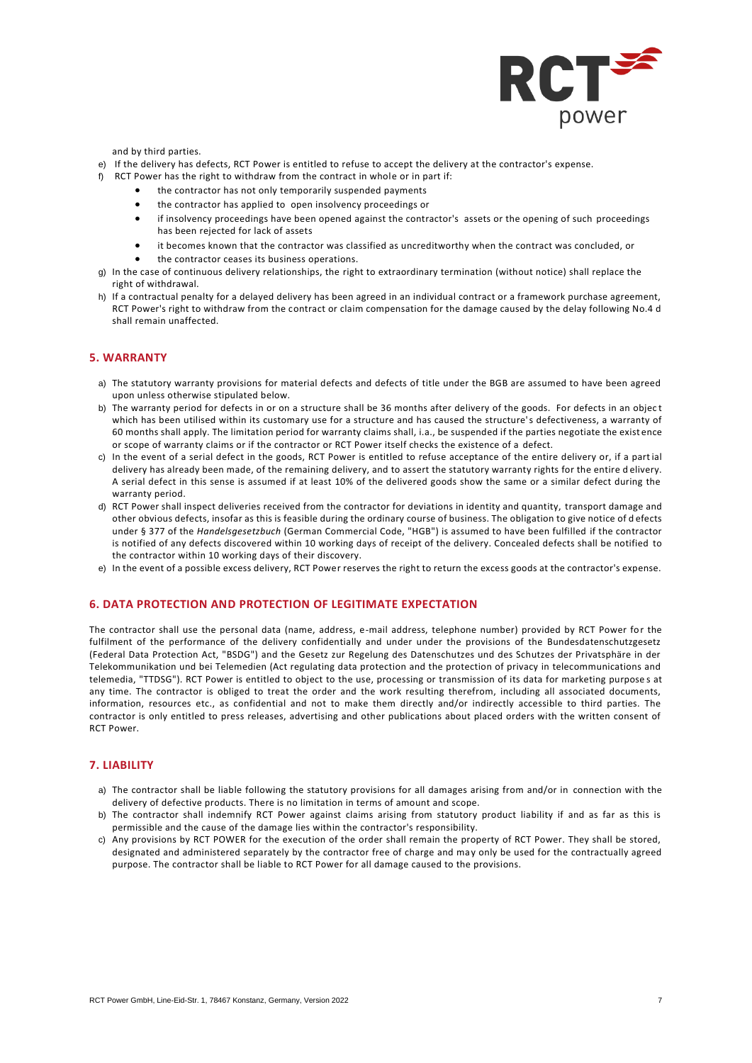and by third parties.

e) If the delivery has defects, RCT Power is entitled to refuse to accept the delivery at the contractor's expense.

f) RCT Power has the right to withdraw from the contract in whole or in part if:
   - the contractor has not only temporarily suspended payments
   - the contractor has applied to open insolvency proceedings or
   - if insolvency proceedings have been opened against the contractor's assets or the opening of such proceedings has been rejected for lack of assets
   - it becomes known that the contractor was classified as uncreditworthy when the contract was concluded, or
   - the contractor ceases its business operations.

g) In the case of continuous delivery relationships, the right to extraordinary termination (without notice) shall replace the right of withdrawal.

h) If a contractual penalty for a delayed delivery has been agreed in an individual contract or a framework purchase agreement, RCT Power's right to withdraw from the contract or claim compensation for the damage caused by the delay following No.4 d shall remain unaffected.

## 5. WARRANTY

a) The statutory warranty provisions for material defects and defects of title under the BGB are assumed to have been agreed upon unless otherwise stipulated below.

b) The warranty period for defects in or on a structure shall be 36 months after delivery of the goods. For defects in an object which has been utilised within its customary use for a structure and has caused the structure's defectiveness, a warranty of 60 months shall apply. The limitation period for warranty claims shall, i.a., be suspended if the parties negotiate the existence or scope of warranty claims or if the contractor or RCT Power itself checks the existence of a defect.

c) In the event of a serial defect in the goods, RCT Power is entitled to refuse acceptance of the entire delivery or, if a partial delivery has already been made, of the remaining delivery, and to assert the statutory warranty rights for the entire delivery. A serial defect in this sense is assumed if at least 10% of the delivered goods show the same or a similar defect during the warranty period.

d) RCT Power shall inspect deliveries received from the contractor for deviations in identity and quantity, transport damage and other obvious defects, insofar as this is feasible during the ordinary course of business. The obligation to give notice of defects under § 377 of the *Handelsgesetzbuch* (German Commercial Code, "HGB") is assumed to have been fulfilled if the contractor is notified of any defects discovered within 10 working days of receipt of the delivery. Concealed defects shall be notified to the contractor within 10 working days of their discovery.

e) In the event of a possible excess delivery, RCT Power reserves the right to return the excess goods at the contractor's expense.

## 6. DATA PROTECTION AND PROTECTION OF LEGITIMATE EXPECTATION

The contractor shall use the personal data (name, address, e-mail address, telephone number) provided by RCT Power for the fulfilment of the performance of the delivery confidentially and under under the provisions of the Bundesdatenschutzgesetz (Federal Data Protection Act, "BSDG") and the Gesetz zur Regelung des Datenschutzes und des Schutzes der Privatsphäre in der Telekommunikation und bei Telemedien (Act regulating data protection and the protection of privacy in telecommunications and telemedia, "TTDSG"). RCT Power is entitled to object to the use, processing or transmission of its data for marketing purposes at any time. The contractor is obliged to treat the order and the work resulting therefrom, including all associated documents, information, resources etc., as confidential and not to make them directly and/or indirectly accessible to third parties. The contractor is only entitled to press releases, advertising and other publications about placed orders with the written consent of RCT Power.

## 7. LIABILITY

a) The contractor shall be liable following the statutory provisions for all damages arising from and/or in connection with the delivery of defective products. There is no limitation in terms of amount and scope.

b) The contractor shall indemnify RCT Power against claims arising from statutory product liability if and as far as this is permissible and the cause of the damage lies within the contractor's responsibility.

c) Any provisions by RCT POWER for the execution of the order shall remain the property of RCT Power. They shall be stored, designated and administered separately by the contractor free of charge and may only be used for the contractually agreed purpose. The contractor shall be liable to RCT Power for all damage caused to the provisions.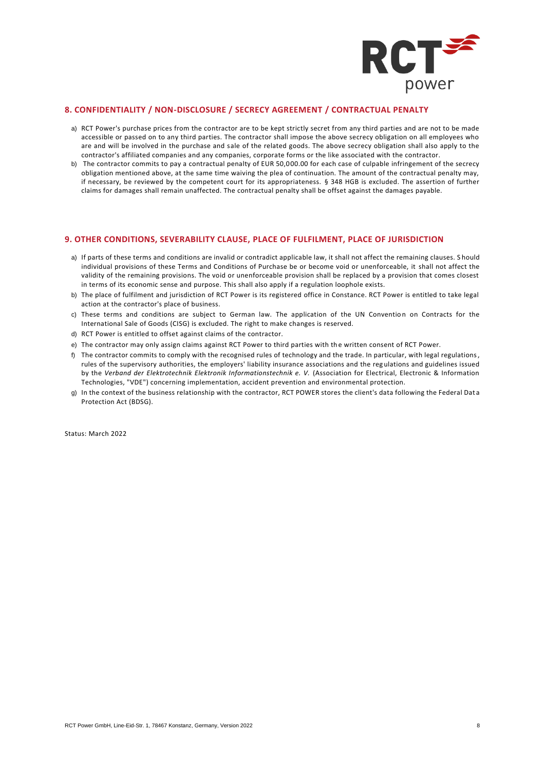## 8. CONFIDENTIALITY / NON-DISCLOSURE / SECRECY AGREEMENT / CONTRACTUAL PENALTY

a) RCT Power's purchase prices from the contractor are to be kept strictly secret from any third parties and are not to be made accessible or passed on to any third parties. The contractor shall impose the above secrecy obligation on all employees who are and will be involved in the purchase and sale of the related goods. The above secrecy obligation shall also apply to the contractor's affiliated companies and any companies, corporate forms or the like associated with the contractor.

b) The contractor commits to pay a contractual penalty of EUR 50,000.00 for each case of culpable infringement of the secrecy obligation mentioned above, at the same time waiving the plea of continuation. The amount of the contractual penalty may, if necessary, be reviewed by the competent court for its appropriateness. § 348 HGB is excluded. The assertion of further claims for damages shall remain unaffected. The contractual penalty shall be offset against the damages payable.

## 9. OTHER CONDITIONS, SEVERABILITY CLAUSE, PLACE OF FULFILMENT, PLACE OF JURISDICTION

a) If parts of these terms and conditions are invalid or contradict applicable law, it shall not affect the remaining clauses. Should individual provisions of these Terms and Conditions of Purchase be or become void or unenforceable, it shall not affect the validity of the remaining provisions. The void or unenforceable provision shall be replaced by a provision that comes closest in terms of its economic sense and purpose. This shall also apply if a regulation loophole exists.

b) The place of fulfilment and jurisdiction of RCT Power is its registered office in Constance. RCT Power is entitled to take legal action at the contractor's place of business.

c) These terms and conditions are subject to German law. The application of the UN Convention on Contracts for the International Sale of Goods (CISG) is excluded. The right to make changes is reserved.

d) RCT Power is entitled to offset against claims of the contractor.

e) The contractor may only assign claims against RCT Power to third parties with the written consent of RCT Power.

f) The contractor commits to comply with the recognised rules of technology and the trade. In particular, with legal regulations, rules of the supervisory authorities, the employers' liability insurance associations and the regulations and guidelines issued by the *Verband der Elektrotechnik Elektronik Informationstechnik e. V.* (Association for Electrical, Electronic & Information Technologies, "VDE") concerning implementation, accident prevention and environmental protection.

g) In the context of the business relationship with the contractor, RCT POWER stores the client's data following the Federal Data Protection Act (BDSG).

Status: March 2022